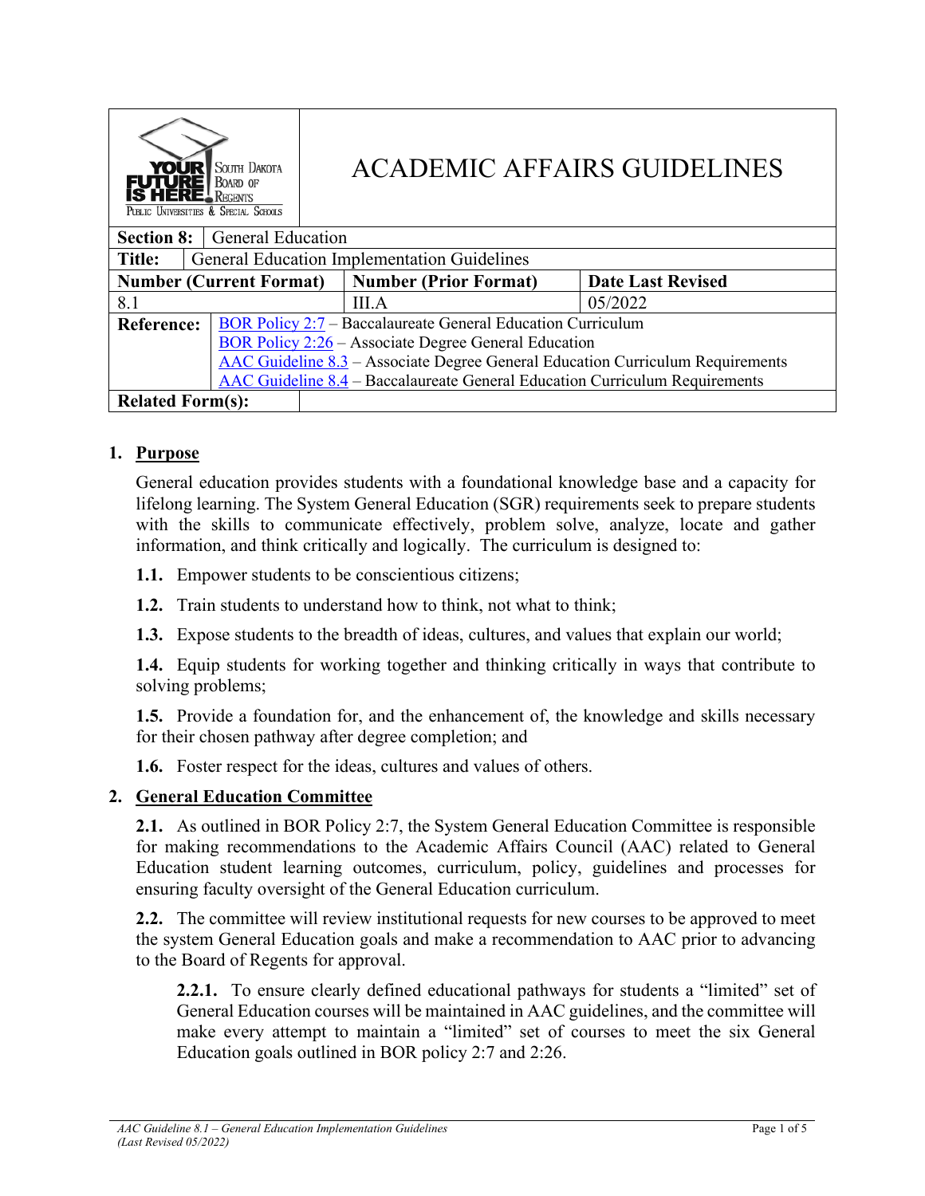# ACADEMIC AFFAIRS GUIDELINES

| **Section 8:** | General Education | |
|---|---|---|
| **Title:** | General Education Implementation Guidelines | |
| **Number (Current Format)** | **Number (Prior Format)** | **Date Last Revised** |
| 8.1 | III.A | 05/2022 |
| **Reference:** | BOR Policy 2:7 – Baccalaureate General Education Curriculum<br>BOR Policy 2:26 – Associate Degree General Education<br>AAC Guideline 8.3 – Associate Degree General Education Curriculum Requirements<br>AAC Guideline 8.4 – Baccalaureate General Education Curriculum Requirements | |
| **Related Form(s):** | | |

## 1. Purpose

General education provides students with a foundational knowledge base and a capacity for lifelong learning. The System General Education (SGR) requirements seek to prepare students with the skills to communicate effectively, problem solve, analyze, locate and gather information, and think critically and logically. The curriculum is designed to:

**1.1.** Empower students to be conscientious citizens;

**1.2.** Train students to understand how to think, not what to think;

**1.3.** Expose students to the breadth of ideas, cultures, and values that explain our world;

**1.4.** Equip students for working together and thinking critically in ways that contribute to solving problems;

**1.5.** Provide a foundation for, and the enhancement of, the knowledge and skills necessary for their chosen pathway after degree completion; and

**1.6.** Foster respect for the ideas, cultures and values of others.

## 2. General Education Committee

**2.1.** As outlined in BOR Policy 2:7, the System General Education Committee is responsible for making recommendations to the Academic Affairs Council (AAC) related to General Education student learning outcomes, curriculum, policy, guidelines and processes for ensuring faculty oversight of the General Education curriculum.

**2.2.** The committee will review institutional requests for new courses to be approved to meet the system General Education goals and make a recommendation to AAC prior to advancing to the Board of Regents for approval.

**2.2.1.** To ensure clearly defined educational pathways for students a "limited" set of General Education courses will be maintained in AAC guidelines, and the committee will make every attempt to maintain a "limited" set of courses to meet the six General Education goals outlined in BOR policy 2:7 and 2:26.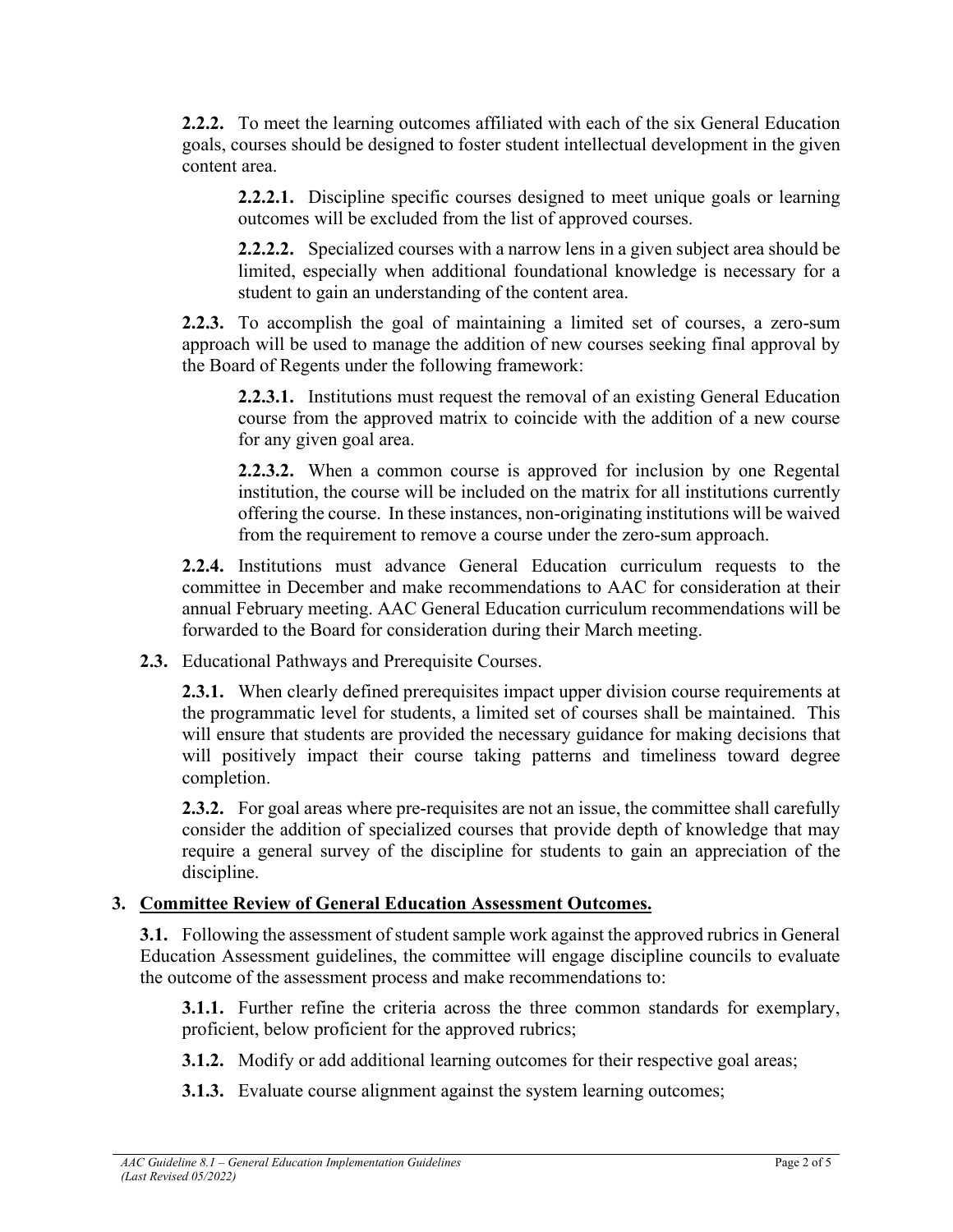**2.2.2.** To meet the learning outcomes affiliated with each of the six General Education goals, courses should be designed to foster student intellectual development in the given content area.

**2.2.2.1.** Discipline specific courses designed to meet unique goals or learning outcomes will be excluded from the list of approved courses.

**2.2.2.2.** Specialized courses with a narrow lens in a given subject area should be limited, especially when additional foundational knowledge is necessary for a student to gain an understanding of the content area.

**2.2.3.** To accomplish the goal of maintaining a limited set of courses, a zero-sum approach will be used to manage the addition of new courses seeking final approval by the Board of Regents under the following framework:

**2.2.3.1.** Institutions must request the removal of an existing General Education course from the approved matrix to coincide with the addition of a new course for any given goal area.

**2.2.3.2.** When a common course is approved for inclusion by one Regental institution, the course will be included on the matrix for all institutions currently offering the course. In these instances, non-originating institutions will be waived from the requirement to remove a course under the zero-sum approach.

**2.2.4.** Institutions must advance General Education curriculum requests to the committee in December and make recommendations to AAC for consideration at their annual February meeting. AAC General Education curriculum recommendations will be forwarded to the Board for consideration during their March meeting.

**2.3.** Educational Pathways and Prerequisite Courses.

**2.3.1.** When clearly defined prerequisites impact upper division course requirements at the programmatic level for students, a limited set of courses shall be maintained. This will ensure that students are provided the necessary guidance for making decisions that will positively impact their course taking patterns and timeliness toward degree completion.

**2.3.2.** For goal areas where pre-requisites are not an issue, the committee shall carefully consider the addition of specialized courses that provide depth of knowledge that may require a general survey of the discipline for students to gain an appreciation of the discipline.

## 3. Committee Review of General Education Assessment Outcomes.

**3.1.** Following the assessment of student sample work against the approved rubrics in General Education Assessment guidelines, the committee will engage discipline councils to evaluate the outcome of the assessment process and make recommendations to:

**3.1.1.** Further refine the criteria across the three common standards for exemplary, proficient, below proficient for the approved rubrics;

**3.1.2.** Modify or add additional learning outcomes for their respective goal areas;

**3.1.3.** Evaluate course alignment against the system learning outcomes;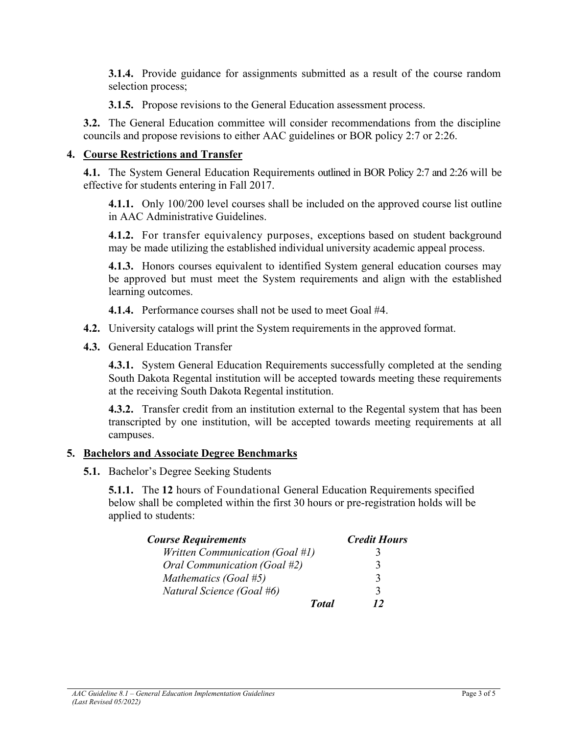**3.1.4.** Provide guidance for assignments submitted as a result of the course random selection process;

**3.1.5.** Propose revisions to the General Education assessment process.

**3.2.** The General Education committee will consider recommendations from the discipline councils and propose revisions to either AAC guidelines or BOR policy 2:7 or 2:26.

## 4. Course Restrictions and Transfer

**4.1.** The System General Education Requirements outlined in BOR Policy 2:7 and 2:26 will be effective for students entering in Fall 2017.

**4.1.1.** Only 100/200 level courses shall be included on the approved course list outline in AAC Administrative Guidelines.

**4.1.2.** For transfer equivalency purposes, exceptions based on student background may be made utilizing the established individual university academic appeal process.

**4.1.3.** Honors courses equivalent to identified System general education courses may be approved but must meet the System requirements and align with the established learning outcomes.

**4.1.4.** Performance courses shall not be used to meet Goal #4.

**4.2.** University catalogs will print the System requirements in the approved format.

**4.3.** General Education Transfer

**4.3.1.** System General Education Requirements successfully completed at the sending South Dakota Regental institution will be accepted towards meeting these requirements at the receiving South Dakota Regental institution.

**4.3.2.** Transfer credit from an institution external to the Regental system that has been transcripted by one institution, will be accepted towards meeting requirements at all campuses.

## 5. Bachelors and Associate Degree Benchmarks

**5.1.** Bachelor's Degree Seeking Students

**5.1.1.** The **12** hours of Foundational General Education Requirements specified below shall be completed within the first 30 hours or pre-registration holds will be applied to students:

| ***Course Requirements*** | ***Credit Hours*** |
|---|---|
| *Written Communication (Goal #1)* | 3 |
| *Oral Communication (Goal #2)* | 3 |
| *Mathematics (Goal #5)* | 3 |
| *Natural Science (Goal #6)* | 3 |
| ***Total*** | ***12*** |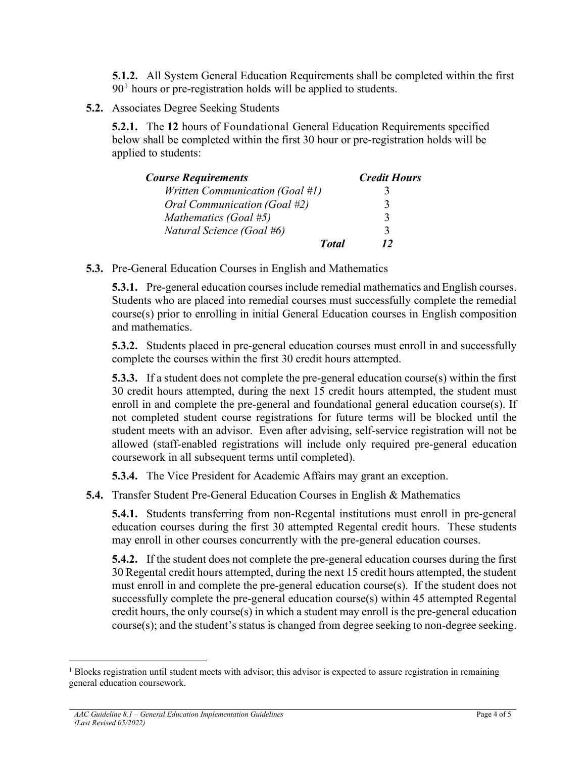**5.1.2.** All System General Education Requirements shall be completed within the first 90[1] hours or pre-registration holds will be applied to students.

**5.2.** Associates Degree Seeking Students

**5.2.1.** The **12** hours of Foundational General Education Requirements specified below shall be completed within the first 30 hour or pre-registration holds will be applied to students:

| *Course Requirements* | *Credit Hours* |
|---|---|
| *Written Communication (Goal #1)* | 3 |
| *Oral Communication (Goal #2)* | 3 |
| *Mathematics (Goal #5)* | 3 |
| *Natural Science (Goal #6)* | 3 |
| ***Total*** | ***12*** |

**5.3.** Pre-General Education Courses in English and Mathematics

**5.3.1.** Pre-general education courses include remedial mathematics and English courses. Students who are placed into remedial courses must successfully complete the remedial course(s) prior to enrolling in initial General Education courses in English composition and mathematics.

**5.3.2.** Students placed in pre-general education courses must enroll in and successfully complete the courses within the first 30 credit hours attempted.

**5.3.3.** If a student does not complete the pre-general education course(s) within the first 30 credit hours attempted, during the next 15 credit hours attempted, the student must enroll in and complete the pre-general and foundational general education course(s). If not completed student course registrations for future terms will be blocked until the student meets with an advisor. Even after advising, self-service registration will not be allowed (staff-enabled registrations will include only required pre-general education coursework in all subsequent terms until completed).

**5.3.4.** The Vice President for Academic Affairs may grant an exception.

**5.4.** Transfer Student Pre-General Education Courses in English & Mathematics

**5.4.1.** Students transferring from non-Regental institutions must enroll in pre-general education courses during the first 30 attempted Regental credit hours. These students may enroll in other courses concurrently with the pre-general education courses.

**5.4.2.** If the student does not complete the pre-general education courses during the first 30 Regental credit hours attempted, during the next 15 credit hours attempted, the student must enroll in and complete the pre-general education course(s). If the student does not successfully complete the pre-general education course(s) within 45 attempted Regental credit hours, the only course(s) in which a student may enroll is the pre-general education course(s); and the student's status is changed from degree seeking to non-degree seeking.

---

[1] Blocks registration until student meets with advisor; this advisor is expected to assure registration in remaining general education coursework.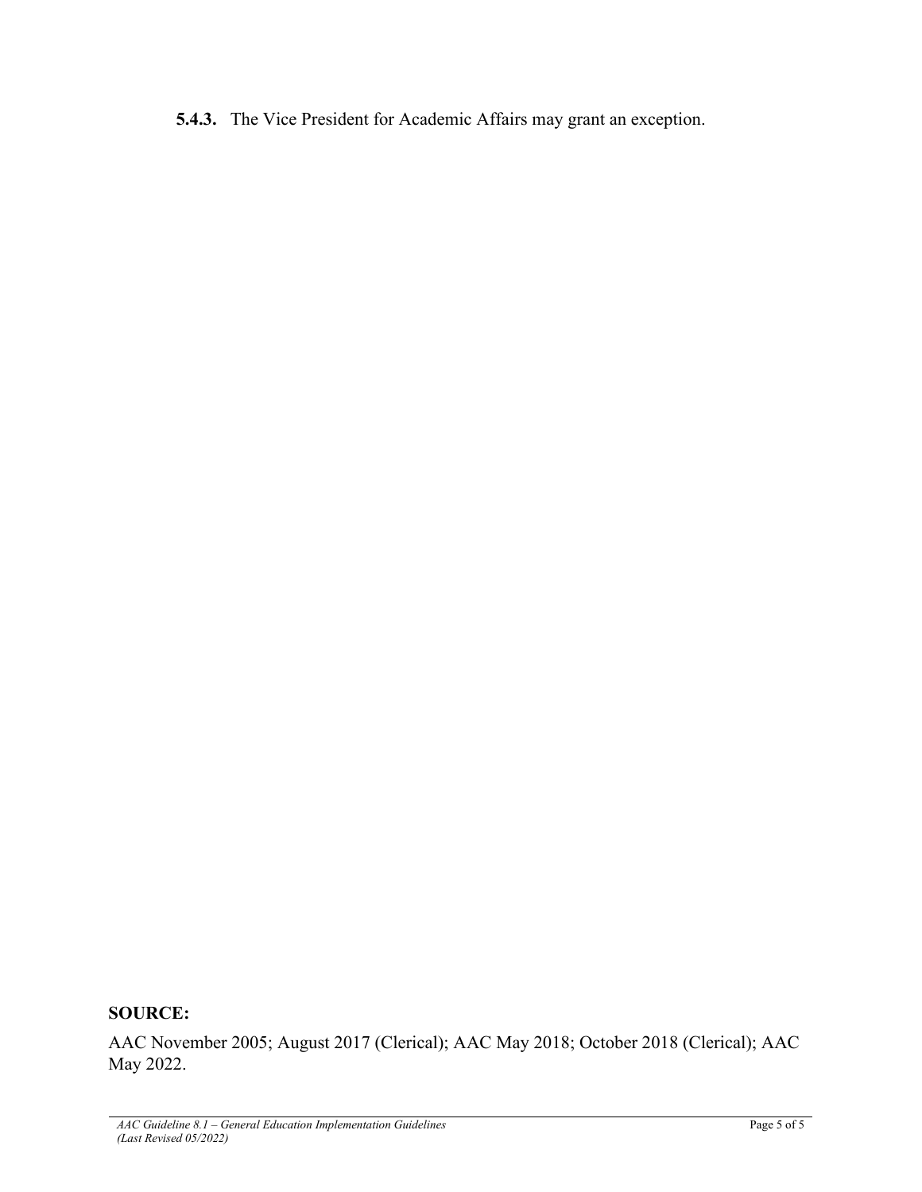**5.4.3.** The Vice President for Academic Affairs may grant an exception.

**SOURCE:**

AAC November 2005; August 2017 (Clerical); AAC May 2018; October 2018 (Clerical); AAC May 2022.